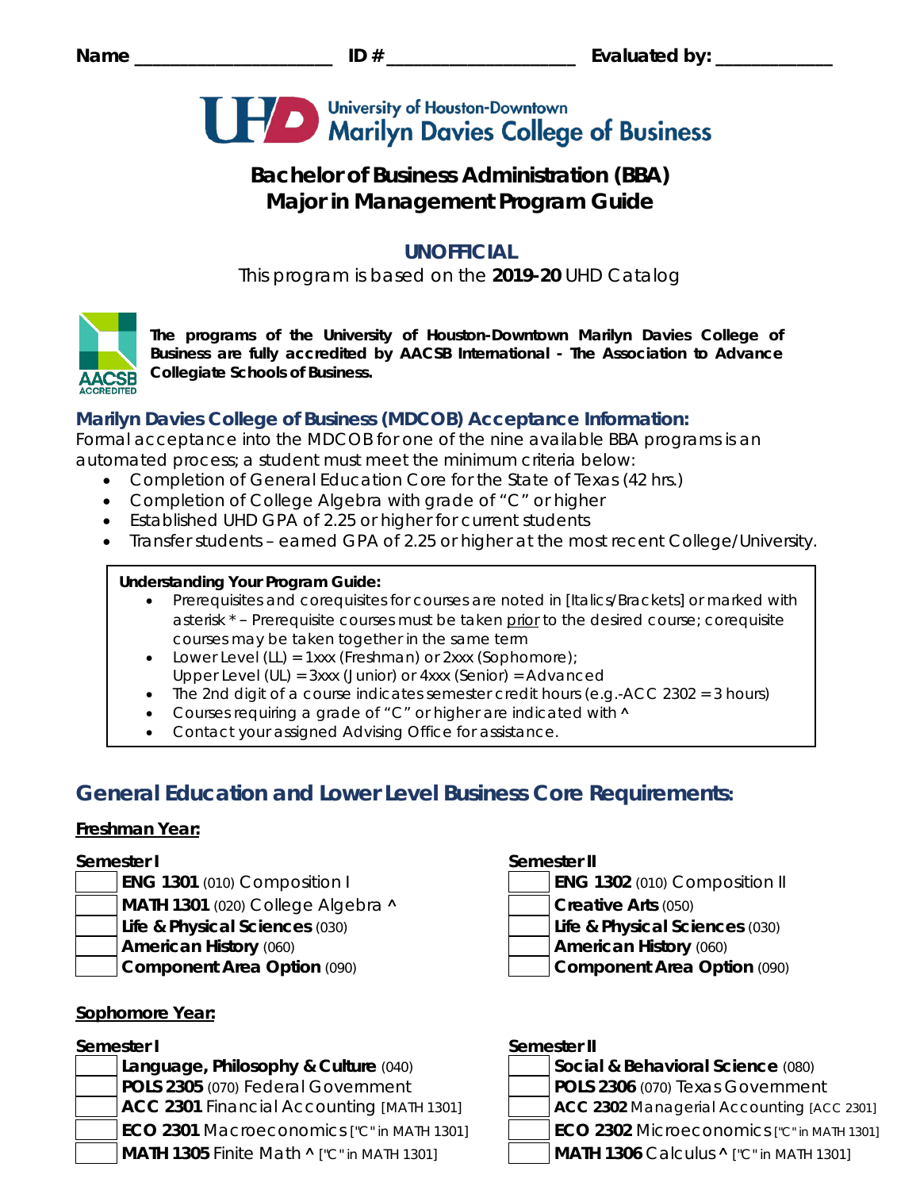Name ____________________ ID # ___________________ Evaluated by: ____________

University of Houston-Downtown
Marilyn Davies College of Business

# Bachelor of Business Administration (BBA)
# Major in Management Program Guide

## UNOFFICIAL

This program is based on the **2019-20** UHD Catalog

**The programs of the University of Houston-Downtown Marilyn Davies College of Business are fully accredited by AACSB International - The Association to Advance Collegiate Schools of Business.**

### Marilyn Davies College of Business (MDCOB) Acceptance Information:

Formal acceptance into the MDCOB for one of the nine available BBA programs is an automated process; a student must meet the minimum criteria below:

- Completion of General Education Core for the State of Texas (42 hrs.)
- Completion of College Algebra with grade of "C" or higher
- Established UHD GPA of 2.25 or higher for current students
- Transfer students – earned GPA of 2.25 or higher at the most recent College/University.

**Understanding Your Program Guide:**

- Prerequisites and corequisites for courses are noted in [Italics/Brackets] or marked with asterisk * – Prerequisite courses must be taken prior to the desired course; corequisite courses may be taken together in the same term
- Lower Level (LL) = 1xxx (Freshman) or 2xxx (Sophomore); Upper Level (UL) = 3xxx (Junior) or 4xxx (Senior) = Advanced
- The 2nd digit of a course indicates semester credit hours (e.g.-ACC 2302 = 3 hours)
- Courses requiring a grade of "C" or higher are indicated with ^
- Contact your assigned Advising Office for assistance.

## General Education and Lower Level Business Core Requirements:

### Freshman Year:

**Semester I**

- [ ] **ENG 1301** (010) Composition I
- [ ] **MATH 1301** (020) College Algebra ^
- [ ] **Life & Physical Sciences** (030)
- [ ] **American History** (060)
- [ ] **Component Area Option** (090)

**Semester II**

- [ ] **ENG 1302** (010) Composition II
- [ ] **Creative Arts** (050)
- [ ] **Life & Physical Sciences** (030)
- [ ] **American History** (060)
- [ ] **Component Area Option** (090)

### Sophomore Year:

**Semester I**

- [ ] **Language, Philosophy & Culture** (040)
- [ ] **POLS 2305** (070) Federal Government
- [ ] **ACC 2301** Financial Accounting [MATH 1301]
- [ ] **ECO 2301** Macroeconomics ["C" in MATH 1301]
- [ ] **MATH 1305** Finite Math ^ ["C" in MATH 1301]

**Semester II**

- [ ] **Social & Behavioral Science** (080)
- [ ] **POLS 2306** (070) Texas Government
- [ ] **ACC 2302** Managerial Accounting [ACC 2301]
- [ ] **ECO 2302** Microeconomics ["C" in MATH 1301]
- [ ] **MATH 1306** Calculus ^ ["C" in MATH 1301]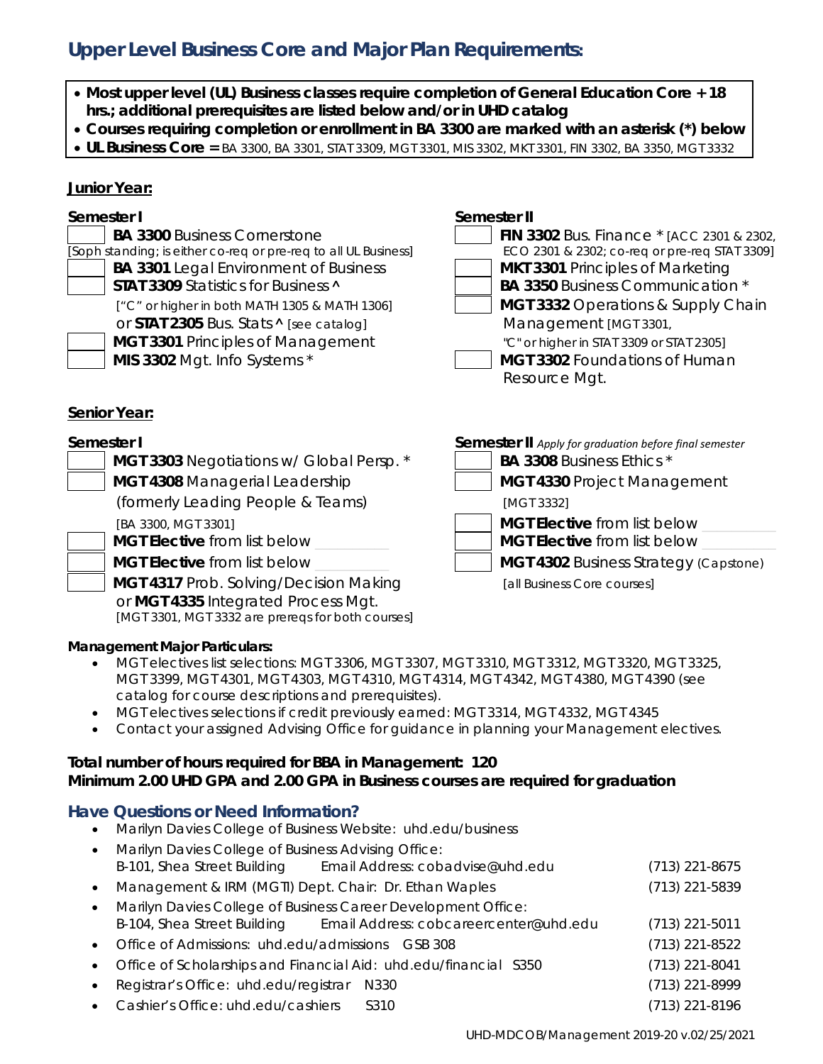## Upper Level Business Core and Major Plan Requirements:

- **Most upper level (UL) Business classes require completion of General Education Core + 18 hrs.; additional prerequisites are listed below and/or in UHD catalog**
- **Courses requiring completion or enrollment in BA 3300 are marked with an asterisk (*) below**
- **UL Business Core =** BA 3300, BA 3301, STAT 3309, MGT 3301, MIS 3302, MKT 3301, FIN 3302, BA 3350, MGT 3332

### Junior Year:

**Semester I**

- [ ] **BA 3300** Business Cornerstone
  [Soph standing; is either co-req or pre-req to all UL Business]
- [ ] **BA 3301** Legal Environment of Business
- [ ] **STAT 3309** Statistics for Business ^
  ["C" or higher in both MATH 1305 & MATH 1306]
  or **STAT 2305** Bus. Stats ^ [see catalog]
- [ ] **MGT 3301** Principles of Management
- [ ] **MIS 3302** Mgt. Info Systems *

**Semester II**

- [ ] **FIN 3302** Bus. Finance * [ACC 2301 & 2302, ECO 2301 & 2302; co-req or pre-req STAT 3309]
- [ ] **MKT 3301** Principles of Marketing
- [ ] **BA 3350** Business Communication *
- [ ] **MGT 3332** Operations & Supply Chain Management [MGT 3301, "C" or higher in STAT 3309 or STAT 2305]
- [ ] **MGT 3302** Foundations of Human Resource Mgt.

### Senior Year:

**Semester I**

- [ ] **MGT 3303** Negotiations w/ Global Persp. *
- [ ] **MGT 4308** Managerial Leadership (formerly Leading People & Teams)
  [BA 3300, MGT 3301]
- [ ] **MGT Elective** from list below ________
- [ ] **MGT Elective** from list below ________
- [ ] **MGT 4317** Prob. Solving/Decision Making or **MGT 4335** Integrated Process Mgt.
  [MGT 3301, MGT 3332 are prereqs for both courses]

**Semester II** *Apply for graduation before final semester*

- [ ] **BA 3308** Business Ethics *
- [ ] **MGT 4330** Project Management
  [MGT 3332]
- [ ] **MGT Elective** from list below ________
- [ ] **MGT Elective** from list below ________
- [ ] **MGT 4302** Business Strategy (Capstone)
  [all Business Core courses]

**Management Major Particulars:**

- MGT electives list selections: MGT 3306, MGT 3307, MGT 3310, MGT 3312, MGT 3320, MGT 3325, MGT 3399, MGT 4301, MGT 4303, MGT 4310, MGT 4314, MGT 4342, MGT 4380, MGT 4390 (see catalog for course descriptions and prerequisites).
- MGT electives selections if credit previously earned: MGT 3314, MGT 4332, MGT 4345
- Contact your assigned Advising Office for guidance in planning your Management electives.

**Total number of hours required for BBA in Management: 120**
**Minimum 2.00 UHD GPA and 2.00 GPA in Business courses are required for graduation**

## Have Questions or Need Information?

- Marilyn Davies College of Business Website: uhd.edu/business
- Marilyn Davies College of Business Advising Office:
  B-101, Shea Street Building — Email Address: cobadvise@uhd.edu — (713) 221-8675
- Management & IRM (MGTI) Dept. Chair: Dr. Ethan Waples — (713) 221-5839
- Marilyn Davies College of Business Career Development Office:
  B-104, Shea Street Building — Email Address: cobcareercenter@uhd.edu — (713) 221-5011
- Office of Admissions: uhd.edu/admissions GSB 308 — (713) 221-8522
- Office of Scholarships and Financial Aid: uhd.edu/financial S350 — (713) 221-8041
- Registrar's Office: uhd.edu/registrar N330 — (713) 221-8999
- Cashier's Office: uhd.edu/cashiers S310 — (713) 221-8196

UHD-MDCOB/Management 2019-20 v.02/25/2021